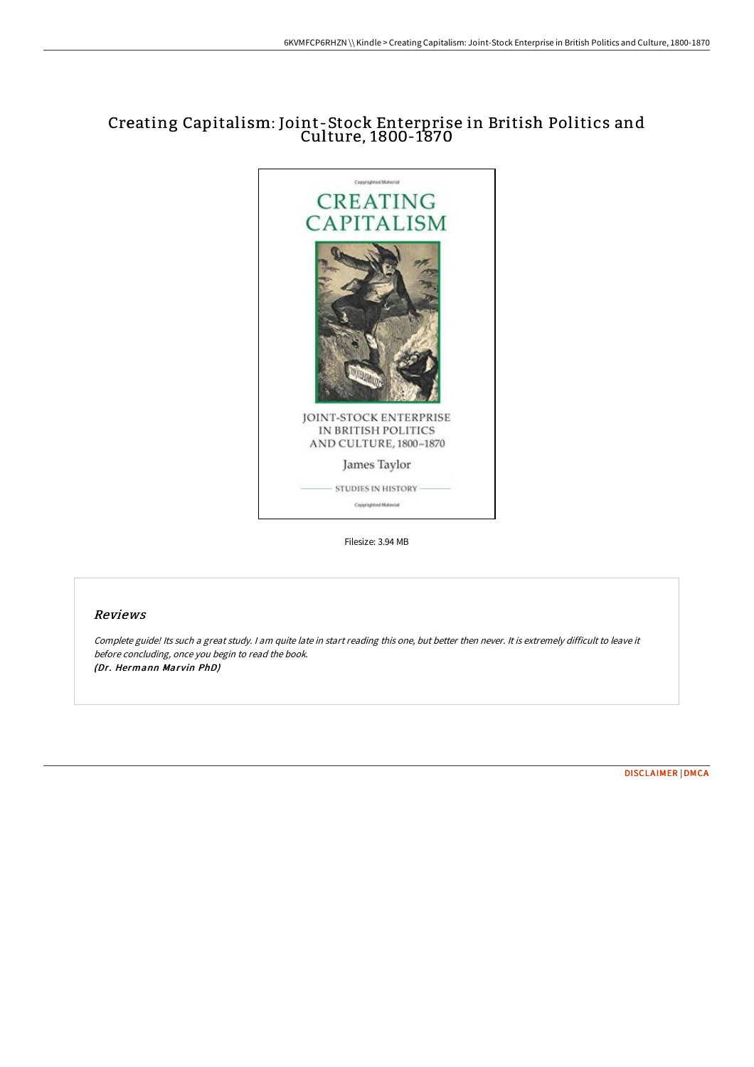# Creating Capitalism: Joint-Stock Enterprise in British Politics and Culture, 1800-1870

Filesize: 3.94 MB

## Reviews

*Complete guide! Its such a great study. I am quite late in start reading this one, but better then never. It is extremely difficult to leave it before concluding, once you begin to read the book.*
***(Dr. Hermann Marvin PhD)***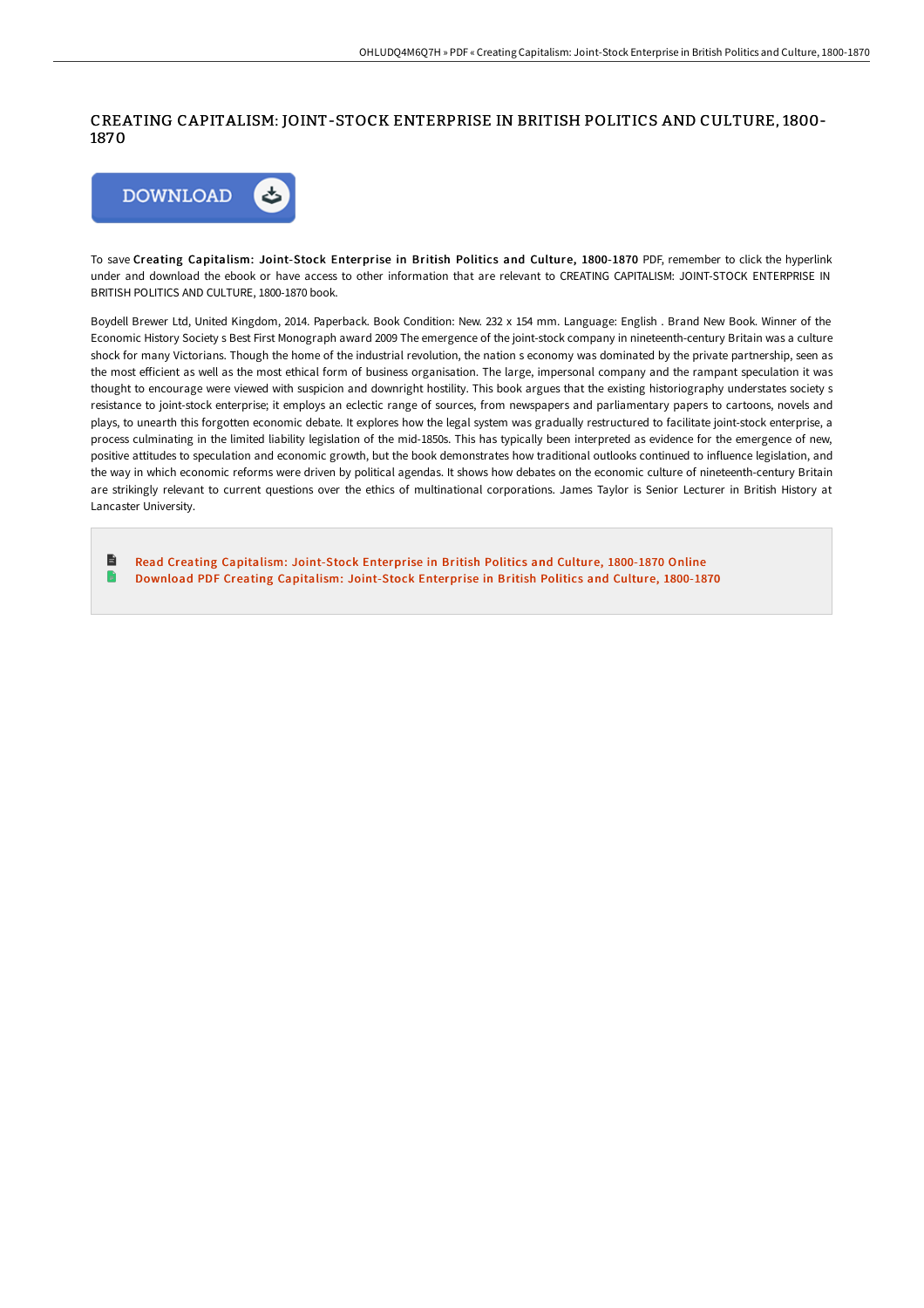# CREATING CAPITALISM: JOINT-STOCK ENTERPRISE IN BRITISH POLITICS AND CULTURE, 1800-1870

To save **Creating Capitalism: Joint-Stock Enterprise in British Politics and Culture, 1800-1870** PDF, remember to click the hyperlink under and download the ebook or have access to other information that are relevant to CREATING CAPITALISM: JOINT-STOCK ENTERPRISE IN BRITISH POLITICS AND CULTURE, 1800-1870 book.

Boydell Brewer Ltd, United Kingdom, 2014. Paperback. Book Condition: New. 232 x 154 mm. Language: English . Brand New Book. Winner of the Economic History Society s Best First Monograph award 2009 The emergence of the joint-stock company in nineteenth-century Britain was a culture shock for many Victorians. Though the home of the industrial revolution, the nation s economy was dominated by the private partnership, seen as the most efficient as well as the most ethical form of business organisation. The large, impersonal company and the rampant speculation it was thought to encourage were viewed with suspicion and downright hostility. This book argues that the existing historiography understates society s resistance to joint-stock enterprise; it employs an eclectic range of sources, from newspapers and parliamentary papers to cartoons, novels and plays, to unearth this forgotten economic debate. It explores how the legal system was gradually restructured to facilitate joint-stock enterprise, a process culminating in the limited liability legislation of the mid-1850s. This has typically been interpreted as evidence for the emergence of new, positive attitudes to speculation and economic growth, but the book demonstrates how traditional outlooks continued to influence legislation, and the way in which economic reforms were driven by political agendas. It shows how debates on the economic culture of nineteenth-century Britain are strikingly relevant to current questions over the ethics of multinational corporations. James Taylor is Senior Lecturer in British History at Lancaster University.

- Read Creating Capitalism: Joint-Stock Enterprise in British Politics and Culture, 1800-1870 Online
- Download PDF Creating Capitalism: Joint-Stock Enterprise in British Politics and Culture, 1800-1870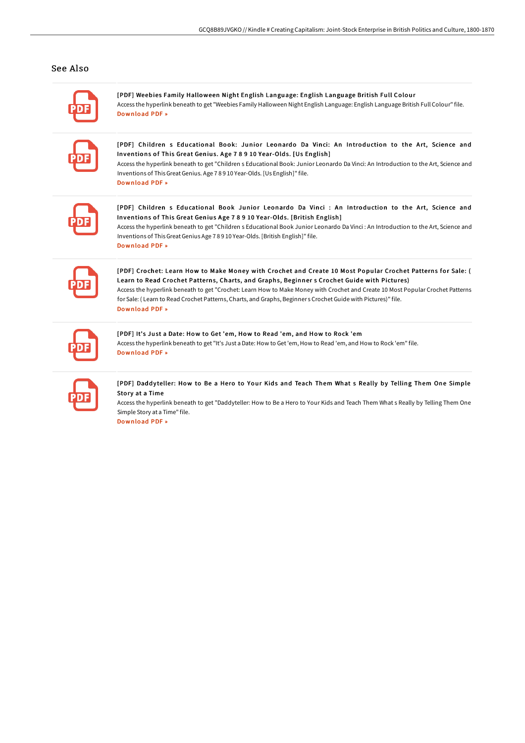## See Also

**[PDF] Weebies Family Halloween Night English Language: English Language British Full Colour**
Access the hyperlink beneath to get "Weebies Family Halloween Night English Language: English Language British Full Colour" file.
Download PDF »

**[PDF] Children s Educational Book: Junior Leonardo Da Vinci: An Introduction to the Art, Science and Inventions of This Great Genius. Age 7 8 9 10 Year-Olds. [Us English]**
Access the hyperlink beneath to get "Children s Educational Book: Junior Leonardo Da Vinci: An Introduction to the Art, Science and Inventions of This Great Genius. Age 7 8 9 10 Year-Olds. [Us English]" file.
Download PDF »

**[PDF] Children s Educational Book Junior Leonardo Da Vinci : An Introduction to the Art, Science and Inventions of This Great Genius Age 7 8 9 10 Year-Olds. [British English]**
Access the hyperlink beneath to get "Children s Educational Book Junior Leonardo Da Vinci : An Introduction to the Art, Science and Inventions of This Great Genius Age 7 8 9 10 Year-Olds. [British English]" file.
Download PDF »

**[PDF] Crochet: Learn How to Make Money with Crochet and Create 10 Most Popular Crochet Patterns for Sale: ( Learn to Read Crochet Patterns, Charts, and Graphs, Beginner s Crochet Guide with Pictures)**
Access the hyperlink beneath to get "Crochet: Learn How to Make Money with Crochet and Create 10 Most Popular Crochet Patterns for Sale: ( Learn to Read Crochet Patterns, Charts, and Graphs, Beginner s Crochet Guide with Pictures)" file.
Download PDF »

**[PDF] It's Just a Date: How to Get 'em, How to Read 'em, and How to Rock 'em**
Access the hyperlink beneath to get "It's Just a Date: How to Get 'em, How to Read 'em, and How to Rock 'em" file.
Download PDF »

**[PDF] Daddyteller: How to Be a Hero to Your Kids and Teach Them What s Really by Telling Them One Simple Story at a Time**
Access the hyperlink beneath to get "Daddyteller: How to Be a Hero to Your Kids and Teach Them What s Really by Telling Them One Simple Story at a Time" file.
Download PDF »